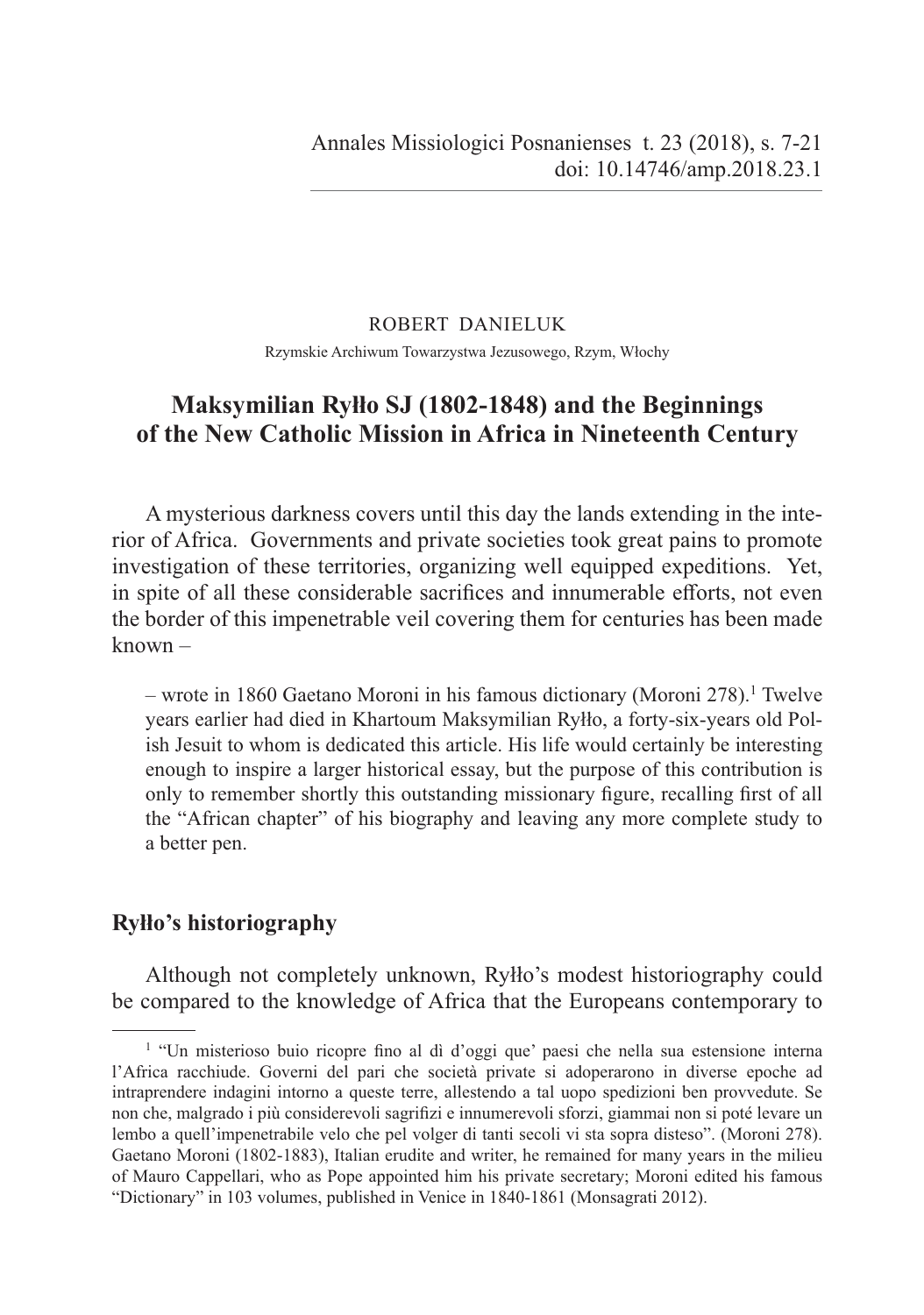Annales Missiologici Posnanienses t. 23 (2018), s. 7-21
doi: 10.14746/amp.2018.23.1

ROBERT DANIELUK

Rzymskie Archiwum Towarzystwa Jezusowego, Rzym, Włochy

# Maksymilian Ryłło SJ (1802-1848) and the Beginnings of the New Catholic Mission in Africa in Nineteenth Century

> A mysterious darkness covers until this day the lands extending in the interior of Africa. Governments and private societies took great pains to promote investigation of these territories, organizing well equipped expeditions. Yet, in spite of all these considerable sacrifices and innumerable efforts, not even the border of this impenetrable veil covering them for centuries has been made known –

– wrote in 1860 Gaetano Moroni in his famous dictionary (Moroni 278).[1] Twelve years earlier had died in Khartoum Maksymilian Ryłło, a forty-six-years old Polish Jesuit to whom is dedicated this article. His life would certainly be interesting enough to inspire a larger historical essay, but the purpose of this contribution is only to remember shortly this outstanding missionary figure, recalling first of all the "African chapter" of his biography and leaving any more complete study to a better pen.

## Ryłło's historiography

Although not completely unknown, Ryłło's modest historiography could be compared to the knowledge of Africa that the Europeans contemporary to

[1] "Un misterioso buio ricopre fino al dì d'oggi que' paesi che nella sua estensione interna l'Africa racchiude. Governi del pari che società private si adoperarono in diverse epoche ad intraprendere indagini intorno a queste terre, allestendo a tal uopo spedizioni ben provvedute. Se non che, malgrado i più considerevoli sagrifizi e innumerevoli sforzi, giammai non si poté levare un lembo a quell'impenetrabile velo che pel volger di tanti secoli vi sta sopra disteso". (Moroni 278). Gaetano Moroni (1802-1883), Italian erudite and writer, he remained for many years in the milieu of Mauro Cappellari, who as Pope appointed him his private secretary; Moroni edited his famous "Dictionary" in 103 volumes, published in Venice in 1840-1861 (Monsagrati 2012).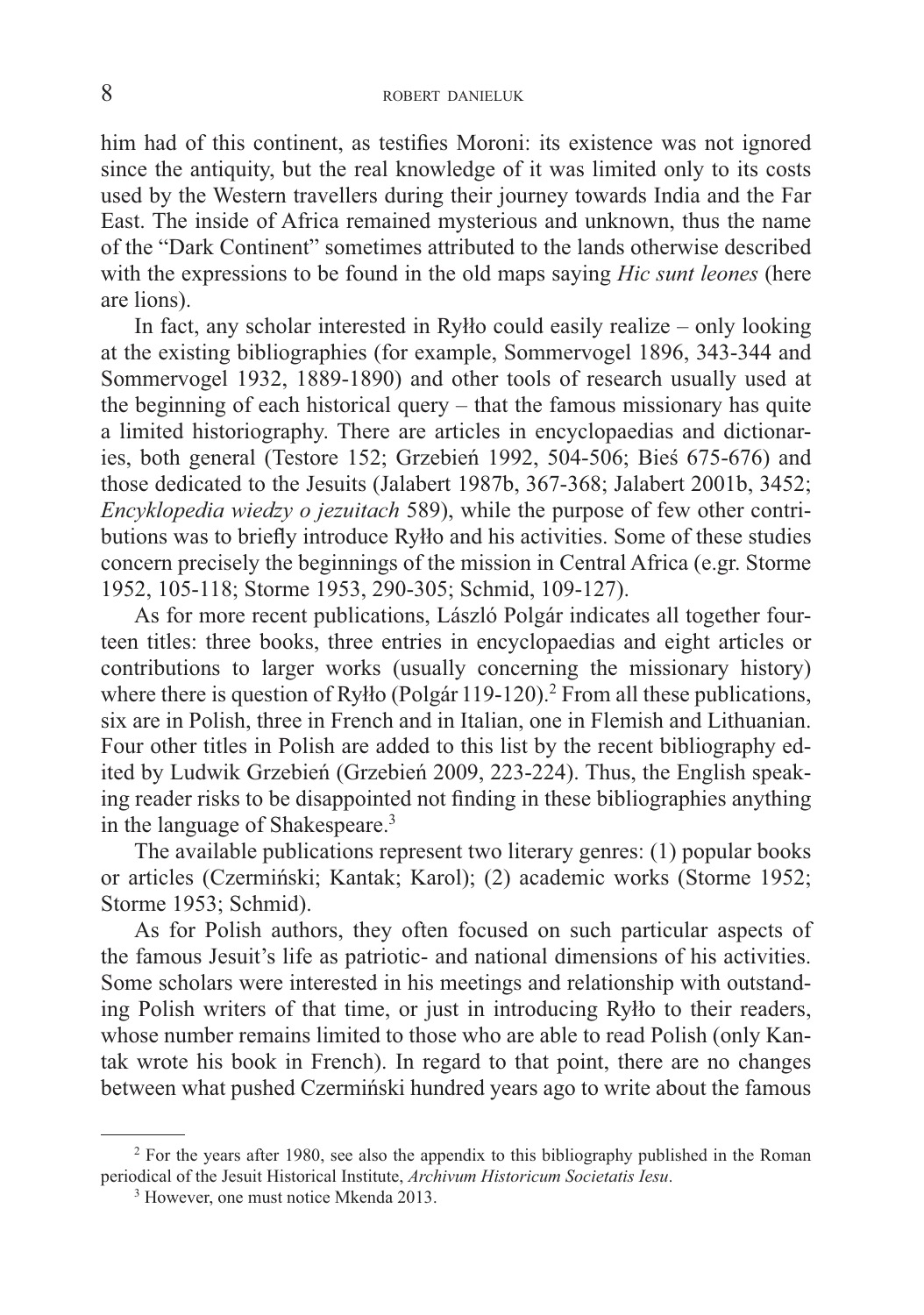him had of this continent, as testifies Moroni: its existence was not ignored since the antiquity, but the real knowledge of it was limited only to its costs used by the Western travellers during their journey towards India and the Far East. The inside of Africa remained mysterious and unknown, thus the name of the "Dark Continent" sometimes attributed to the lands otherwise described with the expressions to be found in the old maps saying *Hic sunt leones* (here are lions).

In fact, any scholar interested in Ryłło could easily realize – only looking at the existing bibliographies (for example, Sommervogel 1896, 343-344 and Sommervogel 1932, 1889-1890) and other tools of research usually used at the beginning of each historical query – that the famous missionary has quite a limited historiography. There are articles in encyclopaedias and dictionaries, both general (Testore 152; Grzebień 1992, 504-506; Bieś 675-676) and those dedicated to the Jesuits (Jalabert 1987b, 367-368; Jalabert 2001b, 3452; *Encyklopedia wiedzy o jezuitach* 589), while the purpose of few other contributions was to briefly introduce Ryłło and his activities. Some of these studies concern precisely the beginnings of the mission in Central Africa (e.gr. Storme 1952, 105-118; Storme 1953, 290-305; Schmid, 109-127).

As for more recent publications, László Polgár indicates all together fourteen titles: three books, three entries in encyclopaedias and eight articles or contributions to larger works (usually concerning the missionary history) where there is question of Ryłło (Polgár 119-120).[2] From all these publications, six are in Polish, three in French and in Italian, one in Flemish and Lithuanian. Four other titles in Polish are added to this list by the recent bibliography edited by Ludwik Grzebień (Grzebień 2009, 223-224). Thus, the English speaking reader risks to be disappointed not finding in these bibliographies anything in the language of Shakespeare.[3]

The available publications represent two literary genres: (1) popular books or articles (Czermiński; Kantak; Karol); (2) academic works (Storme 1952; Storme 1953; Schmid).

As for Polish authors, they often focused on such particular aspects of the famous Jesuit's life as patriotic- and national dimensions of his activities. Some scholars were interested in his meetings and relationship with outstanding Polish writers of that time, or just in introducing Ryłło to their readers, whose number remains limited to those who are able to read Polish (only Kantak wrote his book in French). In regard to that point, there are no changes between what pushed Czermiński hundred years ago to write about the famous

[2] For the years after 1980, see also the appendix to this bibliography published in the Roman periodical of the Jesuit Historical Institute, *Archivum Historicum Societatis Iesu*.

[3] However, one must notice Mkenda 2013.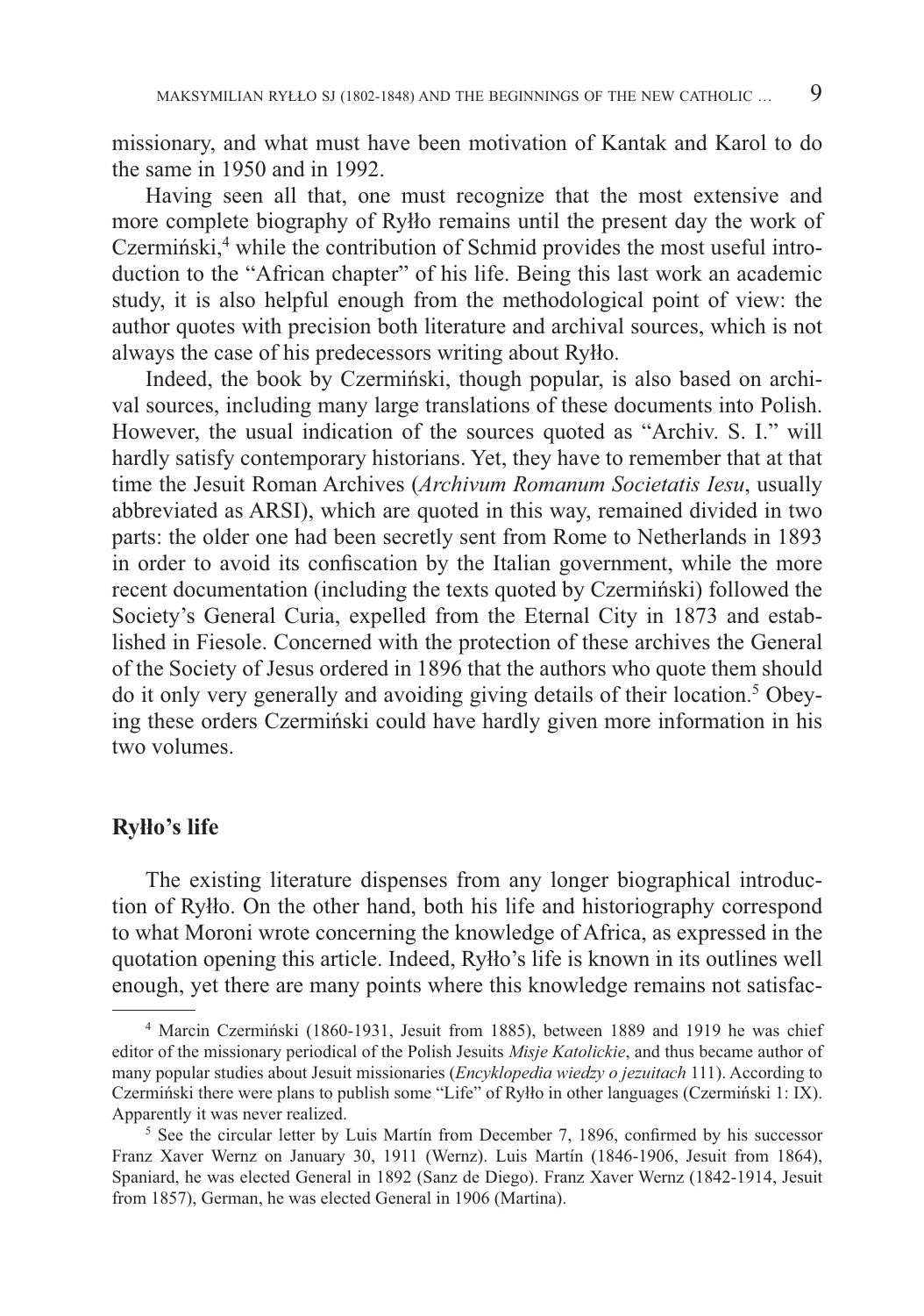missionary, and what must have been motivation of Kantak and Karol to do the same in 1950 and in 1992.

Having seen all that, one must recognize that the most extensive and more complete biography of Ryłło remains until the present day the work of Czermiński,[4] while the contribution of Schmid provides the most useful introduction to the "African chapter" of his life. Being this last work an academic study, it is also helpful enough from the methodological point of view: the author quotes with precision both literature and archival sources, which is not always the case of his predecessors writing about Ryłło.

Indeed, the book by Czermiński, though popular, is also based on archival sources, including many large translations of these documents into Polish. However, the usual indication of the sources quoted as "Archiv. S. I." will hardly satisfy contemporary historians. Yet, they have to remember that at that time the Jesuit Roman Archives (*Archivum Romanum Societatis Iesu*, usually abbreviated as ARSI), which are quoted in this way, remained divided in two parts: the older one had been secretly sent from Rome to Netherlands in 1893 in order to avoid its confiscation by the Italian government, while the more recent documentation (including the texts quoted by Czermiński) followed the Society's General Curia, expelled from the Eternal City in 1873 and established in Fiesole. Concerned with the protection of these archives the General of the Society of Jesus ordered in 1896 that the authors who quote them should do it only very generally and avoiding giving details of their location.[5] Obeying these orders Czermiński could have hardly given more information in his two volumes.

## Ryłło's life

The existing literature dispenses from any longer biographical introduction of Ryłło. On the other hand, both his life and historiography correspond to what Moroni wrote concerning the knowledge of Africa, as expressed in the quotation opening this article. Indeed, Ryłło's life is known in its outlines well enough, yet there are many points where this knowledge remains not satisfac-

---

[4] Marcin Czermiński (1860-1931, Jesuit from 1885), between 1889 and 1919 he was chief editor of the missionary periodical of the Polish Jesuits *Misje Katolickie*, and thus became author of many popular studies about Jesuit missionaries (*Encyklopedia wiedzy o jezuitach* 111). According to Czermiński there were plans to publish some "Life" of Ryłło in other languages (Czermiński 1: IX). Apparently it was never realized.

[5] See the circular letter by Luis Martín from December 7, 1896, confirmed by his successor Franz Xaver Wernz on January 30, 1911 (Wernz). Luis Martín (1846-1906, Jesuit from 1864), Spaniard, he was elected General in 1892 (Sanz de Diego). Franz Xaver Wernz (1842-1914, Jesuit from 1857), German, he was elected General in 1906 (Martina).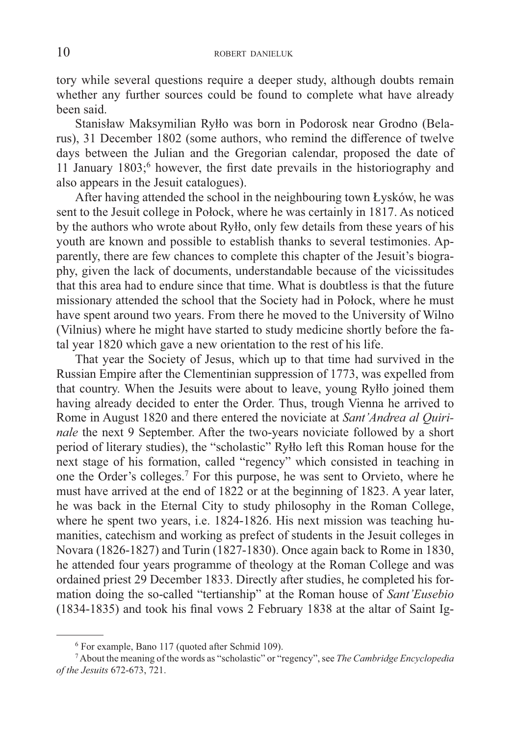tory while several questions require a deeper study, although doubts remain whether any further sources could be found to complete what have already been said.

Stanisław Maksymilian Ryłło was born in Podorosk near Grodno (Belarus), 31 December 1802 (some authors, who remind the difference of twelve days between the Julian and the Gregorian calendar, proposed the date of 11 January 1803;[6] however, the first date prevails in the historiography and also appears in the Jesuit catalogues).

After having attended the school in the neighbouring town Łysków, he was sent to the Jesuit college in Połock, where he was certainly in 1817. As noticed by the authors who wrote about Ryłło, only few details from these years of his youth are known and possible to establish thanks to several testimonies. Apparently, there are few chances to complete this chapter of the Jesuit's biography, given the lack of documents, understandable because of the vicissitudes that this area had to endure since that time. What is doubtless is that the future missionary attended the school that the Society had in Połock, where he must have spent around two years. From there he moved to the University of Wilno (Vilnius) where he might have started to study medicine shortly before the fatal year 1820 which gave a new orientation to the rest of his life.

That year the Society of Jesus, which up to that time had survived in the Russian Empire after the Clementinian suppression of 1773, was expelled from that country. When the Jesuits were about to leave, young Ryłło joined them having already decided to enter the Order. Thus, trough Vienna he arrived to Rome in August 1820 and there entered the noviciate at *Sant'Andrea al Quirinale* the next 9 September. After the two-years noviciate followed by a short period of literary studies), the "scholastic" Ryłło left this Roman house for the next stage of his formation, called "regency" which consisted in teaching in one the Order's colleges.[7] For this purpose, he was sent to Orvieto, where he must have arrived at the end of 1822 or at the beginning of 1823. A year later, he was back in the Eternal City to study philosophy in the Roman College, where he spent two years, i.e. 1824-1826. His next mission was teaching humanities, catechism and working as prefect of students in the Jesuit colleges in Novara (1826-1827) and Turin (1827-1830). Once again back to Rome in 1830, he attended four years programme of theology at the Roman College and was ordained priest 29 December 1833. Directly after studies, he completed his formation doing the so-called "tertianship" at the Roman house of *Sant'Eusebio* (1834-1835) and took his final vows 2 February 1838 at the altar of Saint Ig-

---

[6] For example, Bano 117 (quoted after Schmid 109).

[7] About the meaning of the words as "scholastic" or "regency", see *The Cambridge Encyclopedia of the Jesuits* 672-673, 721.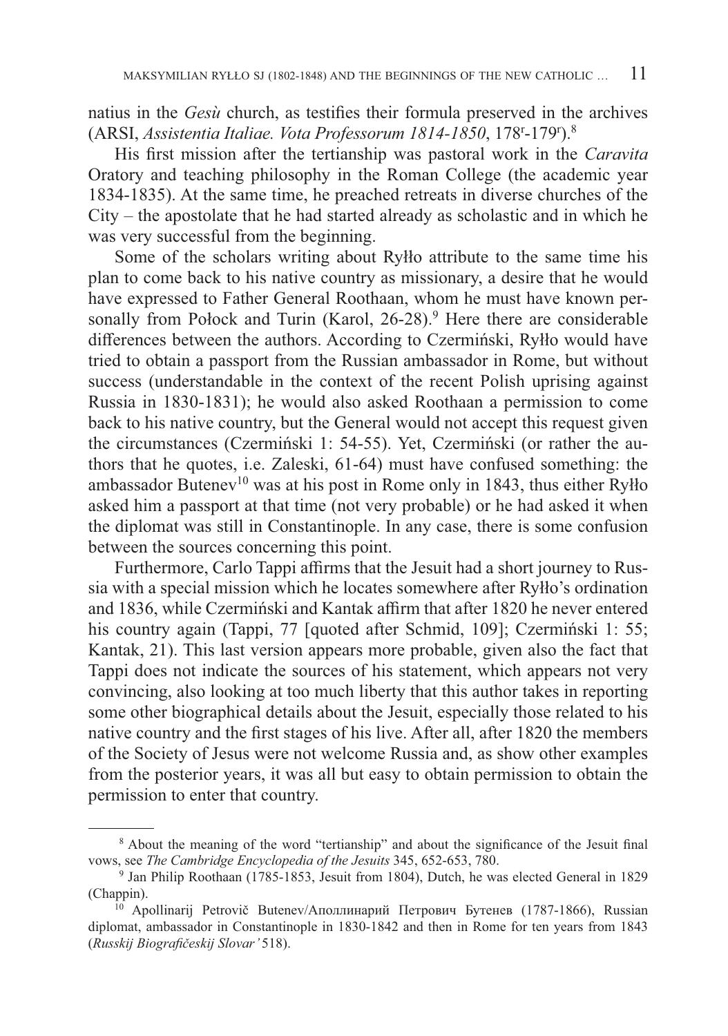natius in the *Gesù* church, as testifies their formula preserved in the archives (ARSI, *Assistentia Italiae. Vota Professorum 1814-1850*, 178r-179r).[8]

His first mission after the tertianship was pastoral work in the *Caravita* Oratory and teaching philosophy in the Roman College (the academic year 1834-1835). At the same time, he preached retreats in diverse churches of the City – the apostolate that he had started already as scholastic and in which he was very successful from the beginning.

Some of the scholars writing about Ryłło attribute to the same time his plan to come back to his native country as missionary, a desire that he would have expressed to Father General Roothaan, whom he must have known personally from Połock and Turin (Karol, 26-28).[9] Here there are considerable differences between the authors. According to Czermiński, Ryłło would have tried to obtain a passport from the Russian ambassador in Rome, but without success (understandable in the context of the recent Polish uprising against Russia in 1830-1831); he would also asked Roothaan a permission to come back to his native country, but the General would not accept this request given the circumstances (Czermiński 1: 54-55). Yet, Czermiński (or rather the authors that he quotes, i.e. Zaleski, 61-64) must have confused something: the ambassador Butenev[10] was at his post in Rome only in 1843, thus either Ryłło asked him a passport at that time (not very probable) or he had asked it when the diplomat was still in Constantinople. In any case, there is some confusion between the sources concerning this point.

Furthermore, Carlo Tappi affirms that the Jesuit had a short journey to Russia with a special mission which he locates somewhere after Ryłło's ordination and 1836, while Czermiński and Kantak affirm that after 1820 he never entered his country again (Tappi, 77 [quoted after Schmid, 109]; Czermiński 1: 55; Kantak, 21). This last version appears more probable, given also the fact that Tappi does not indicate the sources of his statement, which appears not very convincing, also looking at too much liberty that this author takes in reporting some other biographical details about the Jesuit, especially those related to his native country and the first stages of his live. After all, after 1820 the members of the Society of Jesus were not welcome Russia and, as show other examples from the posterior years, it was all but easy to obtain permission to obtain the permission to enter that country.

---

[8] About the meaning of the word "tertianship" and about the significance of the Jesuit final vows, see *The Cambridge Encyclopedia of the Jesuits* 345, 652-653, 780.

[9] Jan Philip Roothaan (1785-1853, Jesuit from 1804), Dutch, he was elected General in 1829 (Chappin).

[10] Apollinarij Petrovič Butenev/Аполлинарий Петрович Бутенев (1787-1866), Russian diplomat, ambassador in Constantinople in 1830-1842 and then in Rome for ten years from 1843 (*Russkij Biografičeskij Slovar'* 518).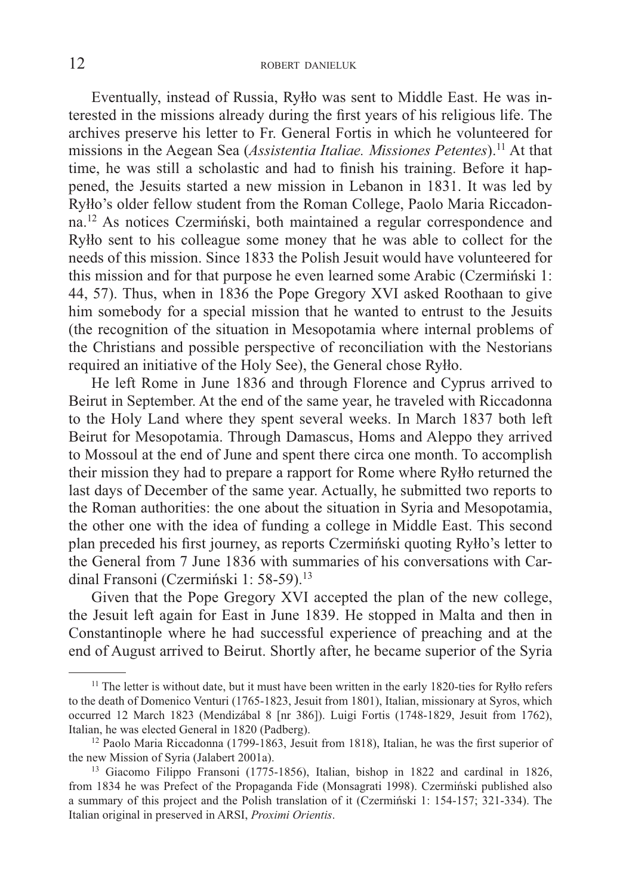Eventually, instead of Russia, Ryłło was sent to Middle East. He was interested in the missions already during the first years of his religious life. The archives preserve his letter to Fr. General Fortis in which he volunteered for missions in the Aegean Sea (*Assistentia Italiae. Missiones Petentes*).[11] At that time, he was still a scholastic and had to finish his training. Before it happened, the Jesuits started a new mission in Lebanon in 1831. It was led by Ryłło's older fellow student from the Roman College, Paolo Maria Riccadonna.[12] As notices Czermiński, both maintained a regular correspondence and Ryłło sent to his colleague some money that he was able to collect for the needs of this mission. Since 1833 the Polish Jesuit would have volunteered for this mission and for that purpose he even learned some Arabic (Czermiński 1: 44, 57). Thus, when in 1836 the Pope Gregory XVI asked Roothaan to give him somebody for a special mission that he wanted to entrust to the Jesuits (the recognition of the situation in Mesopotamia where internal problems of the Christians and possible perspective of reconciliation with the Nestorians required an initiative of the Holy See), the General chose Ryłło.

He left Rome in June 1836 and through Florence and Cyprus arrived to Beirut in September. At the end of the same year, he traveled with Riccadonna to the Holy Land where they spent several weeks. In March 1837 both left Beirut for Mesopotamia. Through Damascus, Homs and Aleppo they arrived to Mossoul at the end of June and spent there circa one month. To accomplish their mission they had to prepare a rapport for Rome where Ryłło returned the last days of December of the same year. Actually, he submitted two reports to the Roman authorities: the one about the situation in Syria and Mesopotamia, the other one with the idea of funding a college in Middle East. This second plan preceded his first journey, as reports Czermiński quoting Ryłło's letter to the General from 7 June 1836 with summaries of his conversations with Cardinal Fransoni (Czermiński 1: 58-59).[13]

Given that the Pope Gregory XVI accepted the plan of the new college, the Jesuit left again for East in June 1839. He stopped in Malta and then in Constantinople where he had successful experience of preaching and at the end of August arrived to Beirut. Shortly after, he became superior of the Syria

---

[11] The letter is without date, but it must have been written in the early 1820-ties for Ryłło refers to the death of Domenico Venturi (1765-1823, Jesuit from 1801), Italian, missionary at Syros, which occurred 12 March 1823 (Mendizábal 8 [nr 386]). Luigi Fortis (1748-1829, Jesuit from 1762), Italian, he was elected General in 1820 (Padberg).

[12] Paolo Maria Riccadonna (1799-1863, Jesuit from 1818), Italian, he was the first superior of the new Mission of Syria (Jalabert 2001a).

[13] Giacomo Filippo Fransoni (1775-1856), Italian, bishop in 1822 and cardinal in 1826, from 1834 he was Prefect of the Propaganda Fide (Monsagrati 1998). Czermiński published also a summary of this project and the Polish translation of it (Czermiński 1: 154-157; 321-334). The Italian original in preserved in ARSI, *Proximi Orientis*.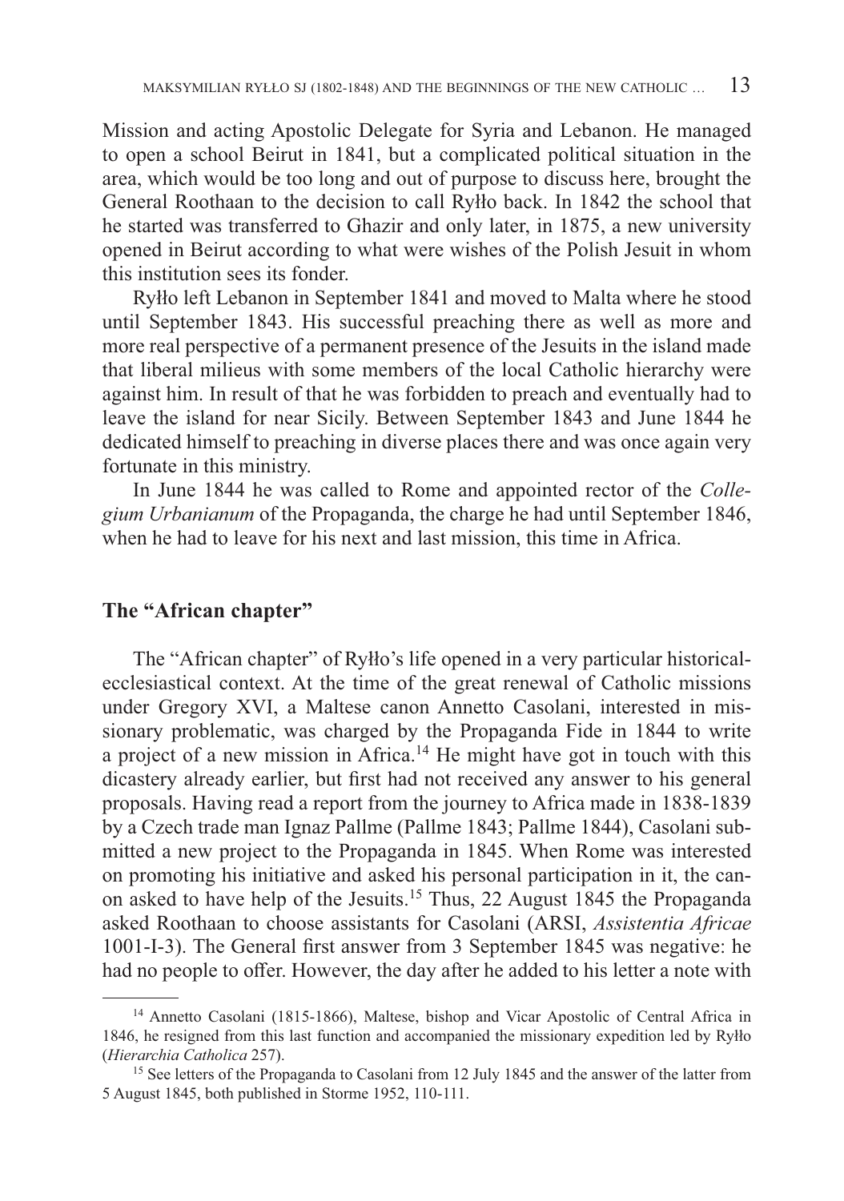Mission and acting Apostolic Delegate for Syria and Lebanon. He managed to open a school Beirut in 1841, but a complicated political situation in the area, which would be too long and out of purpose to discuss here, brought the General Roothaan to the decision to call Ryłło back. In 1842 the school that he started was transferred to Ghazir and only later, in 1875, a new university opened in Beirut according to what were wishes of the Polish Jesuit in whom this institution sees its fonder.

Ryłło left Lebanon in September 1841 and moved to Malta where he stood until September 1843. His successful preaching there as well as more and more real perspective of a permanent presence of the Jesuits in the island made that liberal milieus with some members of the local Catholic hierarchy were against him. In result of that he was forbidden to preach and eventually had to leave the island for near Sicily. Between September 1843 and June 1844 he dedicated himself to preaching in diverse places there and was once again very fortunate in this ministry.

In June 1844 he was called to Rome and appointed rector of the *Collegium Urbanianum* of the Propaganda, the charge he had until September 1846, when he had to leave for his next and last mission, this time in Africa.

## The "African chapter"

The "African chapter" of Ryłło's life opened in a very particular historical-ecclesiastical context. At the time of the great renewal of Catholic missions under Gregory XVI, a Maltese canon Annetto Casolani, interested in missionary problematic, was charged by the Propaganda Fide in 1844 to write a project of a new mission in Africa.[14] He might have got in touch with this dicastery already earlier, but first had not received any answer to his general proposals. Having read a report from the journey to Africa made in 1838-1839 by a Czech trade man Ignaz Pallme (Pallme 1843; Pallme 1844), Casolani submitted a new project to the Propaganda in 1845. When Rome was interested on promoting his initiative and asked his personal participation in it, the canon asked to have help of the Jesuits.[15] Thus, 22 August 1845 the Propaganda asked Roothaan to choose assistants for Casolani (ARSI, *Assistentia Africae* 1001-I-3). The General first answer from 3 September 1845 was negative: he had no people to offer. However, the day after he added to his letter a note with

---

[14] Annetto Casolani (1815-1866), Maltese, bishop and Vicar Apostolic of Central Africa in 1846, he resigned from this last function and accompanied the missionary expedition led by Ryłło (*Hierarchia Catholica* 257).

[15] See letters of the Propaganda to Casolani from 12 July 1845 and the answer of the latter from 5 August 1845, both published in Storme 1952, 110-111.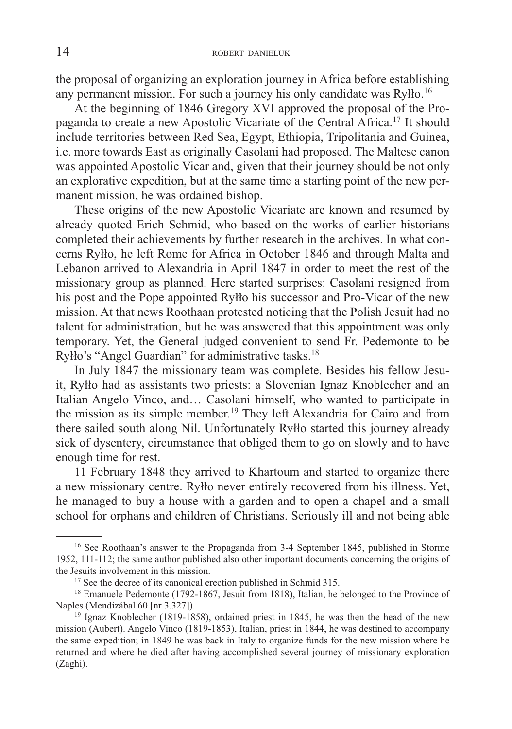the proposal of organizing an exploration journey in Africa before establishing any permanent mission. For such a journey his only candidate was Ryłło.[16]

At the beginning of 1846 Gregory XVI approved the proposal of the Propaganda to create a new Apostolic Vicariate of the Central Africa.[17] It should include territories between Red Sea, Egypt, Ethiopia, Tripolitania and Guinea, i.e. more towards East as originally Casolani had proposed. The Maltese canon was appointed Apostolic Vicar and, given that their journey should be not only an explorative expedition, but at the same time a starting point of the new permanent mission, he was ordained bishop.

These origins of the new Apostolic Vicariate are known and resumed by already quoted Erich Schmid, who based on the works of earlier historians completed their achievements by further research in the archives. In what concerns Ryłło, he left Rome for Africa in October 1846 and through Malta and Lebanon arrived to Alexandria in April 1847 in order to meet the rest of the missionary group as planned. Here started surprises: Casolani resigned from his post and the Pope appointed Ryłło his successor and Pro-Vicar of the new mission. At that news Roothaan protested noticing that the Polish Jesuit had no talent for administration, but he was answered that this appointment was only temporary. Yet, the General judged convenient to send Fr. Pedemonte to be Ryłło's "Angel Guardian" for administrative tasks.[18]

In July 1847 the missionary team was complete. Besides his fellow Jesuit, Ryłło had as assistants two priests: a Slovenian Ignaz Knoblecher and an Italian Angelo Vinco, and… Casolani himself, who wanted to participate in the mission as its simple member.[19] They left Alexandria for Cairo and from there sailed south along Nil. Unfortunately Ryłło started this journey already sick of dysentery, circumstance that obliged them to go on slowly and to have enough time for rest.

11 February 1848 they arrived to Khartoum and started to organize there a new missionary centre. Ryłło never entirely recovered from his illness. Yet, he managed to buy a house with a garden and to open a chapel and a small school for orphans and children of Christians. Seriously ill and not being able

---

[16] See Roothaan's answer to the Propaganda from 3-4 September 1845, published in Storme 1952, 111-112; the same author published also other important documents concerning the origins of the Jesuits involvement in this mission.

[17] See the decree of its canonical erection published in Schmid 315.

[18] Emanuele Pedemonte (1792-1867, Jesuit from 1818), Italian, he belonged to the Province of Naples (Mendizábal 60 [nr 3.327]).

[19] Ignaz Knoblecher (1819-1858), ordained priest in 1845, he was then the head of the new mission (Aubert). Angelo Vinco (1819-1853), Italian, priest in 1844, he was destined to accompany the same expedition; in 1849 he was back in Italy to organize funds for the new mission where he returned and where he died after having accomplished several journey of missionary exploration (Zaghi).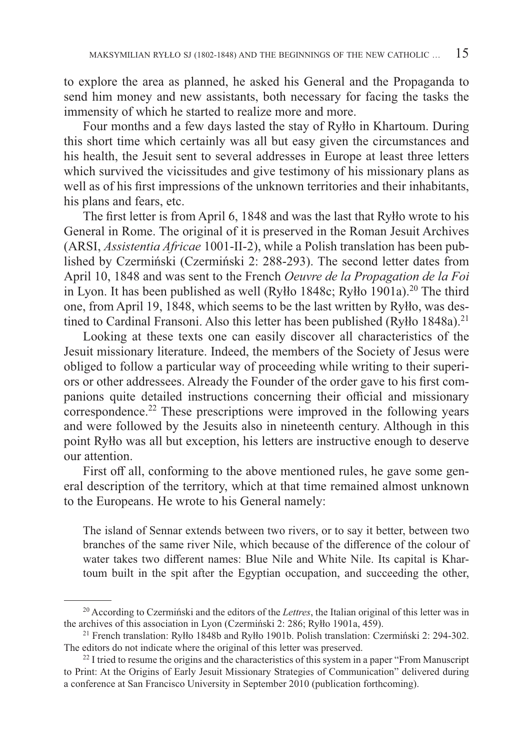to explore the area as planned, he asked his General and the Propaganda to send him money and new assistants, both necessary for facing the tasks the immensity of which he started to realize more and more.

Four months and a few days lasted the stay of Ryłło in Khartoum. During this short time which certainly was all but easy given the circumstances and his health, the Jesuit sent to several addresses in Europe at least three letters which survived the vicissitudes and give testimony of his missionary plans as well as of his first impressions of the unknown territories and their inhabitants, his plans and fears, etc.

The first letter is from April 6, 1848 and was the last that Ryłło wrote to his General in Rome. The original of it is preserved in the Roman Jesuit Archives (ARSI, *Assistentia Africae* 1001-II-2), while a Polish translation has been published by Czermiński (Czermiński 2: 288-293). The second letter dates from April 10, 1848 and was sent to the French *Oeuvre de la Propagation de la Foi* in Lyon. It has been published as well (Ryłło 1848c; Ryłło 1901a).[20] The third one, from April 19, 1848, which seems to be the last written by Ryłło, was destined to Cardinal Fransoni. Also this letter has been published (Ryłło 1848a).[21]

Looking at these texts one can easily discover all characteristics of the Jesuit missionary literature. Indeed, the members of the Society of Jesus were obliged to follow a particular way of proceeding while writing to their superiors or other addressees. Already the Founder of the order gave to his first companions quite detailed instructions concerning their official and missionary correspondence.[22] These prescriptions were improved in the following years and were followed by the Jesuits also in nineteenth century. Although in this point Ryłło was all but exception, his letters are instructive enough to deserve our attention.

First off all, conforming to the above mentioned rules, he gave some general description of the territory, which at that time remained almost unknown to the Europeans. He wrote to his General namely:

> The island of Sennar extends between two rivers, or to say it better, between two branches of the same river Nile, which because of the difference of the colour of water takes two different names: Blue Nile and White Nile. Its capital is Khartoum built in the spit after the Egyptian occupation, and succeeding the other,

---

[20] According to Czermiński and the editors of the *Lettres*, the Italian original of this letter was in the archives of this association in Lyon (Czermiński 2: 286; Ryłło 1901a, 459).

[21] French translation: Ryłło 1848b and Ryłło 1901b. Polish translation: Czermiński 2: 294-302. The editors do not indicate where the original of this letter was preserved.

[22] I tried to resume the origins and the characteristics of this system in a paper "From Manuscript to Print: At the Origins of Early Jesuit Missionary Strategies of Communication" delivered during a conference at San Francisco University in September 2010 (publication forthcoming).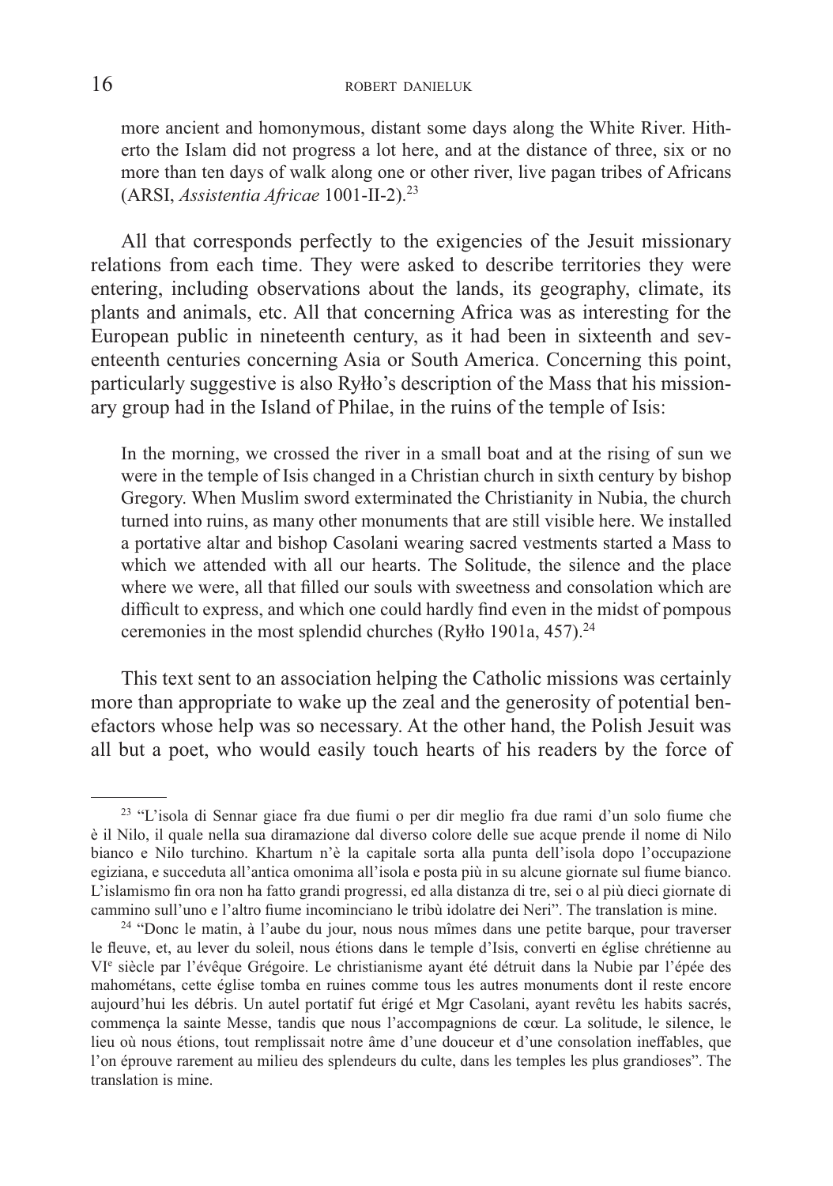> more ancient and homonymous, distant some days along the White River. Hitherto the Islam did not progress a lot here, and at the distance of three, six or no more than ten days of walk along one or other river, live pagan tribes of Africans (ARSI, *Assistentia Africae* 1001-II-2).[23]

All that corresponds perfectly to the exigencies of the Jesuit missionary relations from each time. They were asked to describe territories they were entering, including observations about the lands, its geography, climate, its plants and animals, etc. All that concerning Africa was as interesting for the European public in nineteenth century, as it had been in sixteenth and seventeenth centuries concerning Asia or South America. Concerning this point, particularly suggestive is also Ryłło's description of the Mass that his missionary group had in the Island of Philae, in the ruins of the temple of Isis:

> In the morning, we crossed the river in a small boat and at the rising of sun we were in the temple of Isis changed in a Christian church in sixth century by bishop Gregory. When Muslim sword exterminated the Christianity in Nubia, the church turned into ruins, as many other monuments that are still visible here. We installed a portative altar and bishop Casolani wearing sacred vestments started a Mass to which we attended with all our hearts. The Solitude, the silence and the place where we were, all that filled our souls with sweetness and consolation which are difficult to express, and which one could hardly find even in the midst of pompous ceremonies in the most splendid churches (Ryłło 1901a, 457).[24]

This text sent to an association helping the Catholic missions was certainly more than appropriate to wake up the zeal and the generosity of potential benefactors whose help was so necessary. At the other hand, the Polish Jesuit was all but a poet, who would easily touch hearts of his readers by the force of

---

[23] "L'isola di Sennar giace fra due fiumi o per dir meglio fra due rami d'un solo fiume che è il Nilo, il quale nella sua diramazione dal diverso colore delle sue acque prende il nome di Nilo bianco e Nilo turchino. Khartum n'è la capitale sorta alla punta dell'isola dopo l'occupazione egiziana, e succeduta all'antica omonima all'isola e posta più in su alcune giornate sul fiume bianco. L'islamismo fin ora non ha fatto grandi progressi, ed alla distanza di tre, sei o al più dieci giornate di cammino sull'uno e l'altro fiume incominciano le tribù idolatre dei Neri". The translation is mine.

[24] "Donc le matin, à l'aube du jour, nous nous mîmes dans une petite barque, pour traverser le fleuve, et, au lever du soleil, nous étions dans le temple d'Isis, converti en église chrétienne au VI[e] siècle par l'évêque Grégoire. Le christianisme ayant été détruit dans la Nubie par l'épée des mahométans, cette église tomba en ruines comme tous les autres monuments dont il reste encore aujourd'hui les débris. Un autel portatif fut érigé et Mgr Casolani, ayant revêtu les habits sacrés, commença la sainte Messe, tandis que nous l'accompagnions de cœur. La solitude, le silence, le lieu où nous étions, tout remplissait notre âme d'une douceur et d'une consolation ineffables, que l'on éprouve rarement au milieu des splendeurs du culte, dans les temples les plus grandioses". The translation is mine.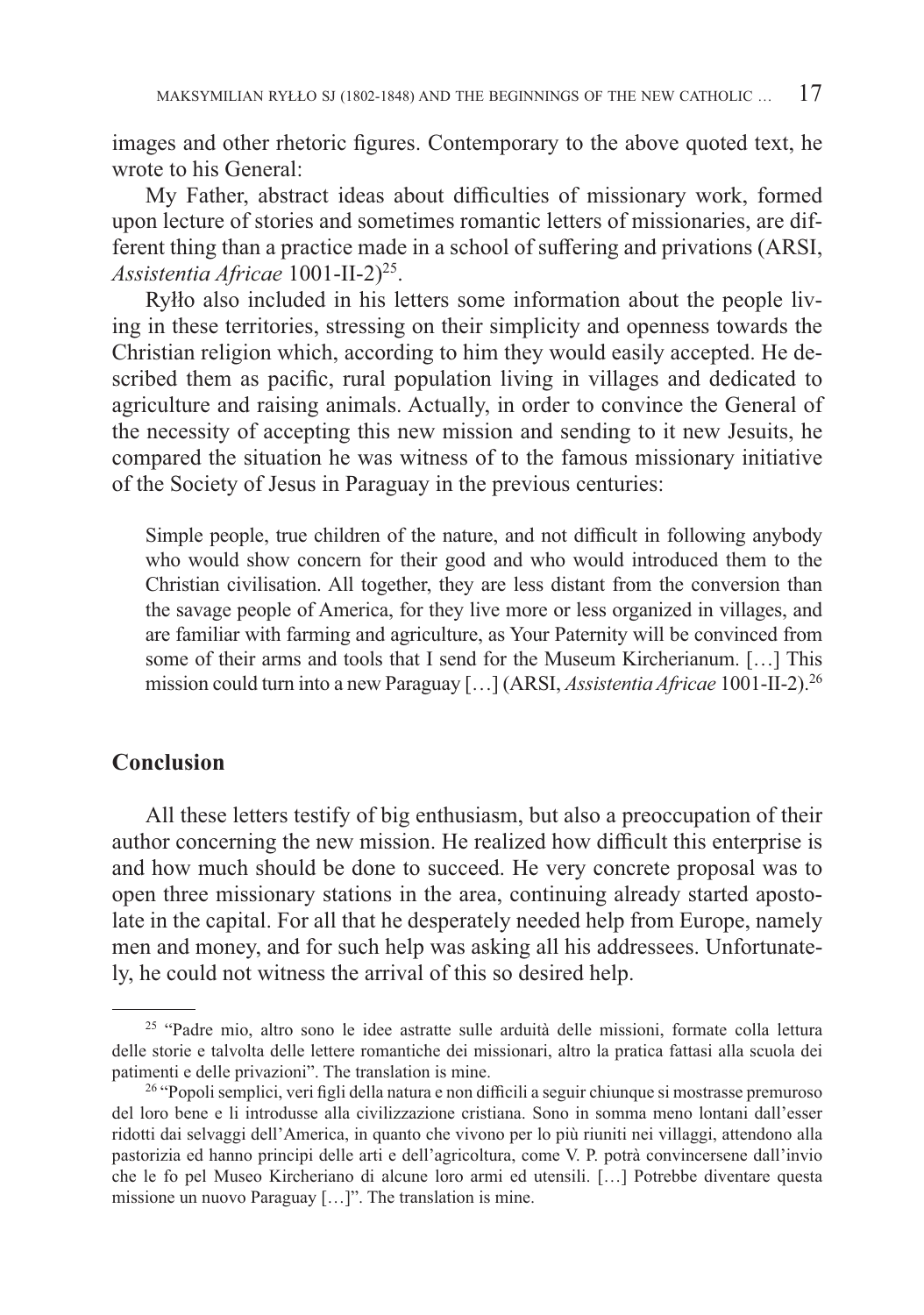images and other rhetoric figures. Contemporary to the above quoted text, he wrote to his General:

My Father, abstract ideas about difficulties of missionary work, formed upon lecture of stories and sometimes romantic letters of missionaries, are different thing than a practice made in a school of suffering and privations (ARSI, *Assistentia Africae* 1001-II-2)[25].

Ryłło also included in his letters some information about the people living in these territories, stressing on their simplicity and openness towards the Christian religion which, according to him they would easily accepted. He described them as pacific, rural population living in villages and dedicated to agriculture and raising animals. Actually, in order to convince the General of the necessity of accepting this new mission and sending to it new Jesuits, he compared the situation he was witness of to the famous missionary initiative of the Society of Jesus in Paraguay in the previous centuries:

> Simple people, true children of the nature, and not difficult in following anybody who would show concern for their good and who would introduced them to the Christian civilisation. All together, they are less distant from the conversion than the savage people of America, for they live more or less organized in villages, and are familiar with farming and agriculture, as Your Paternity will be convinced from some of their arms and tools that I send for the Museum Kircherianum. […] This mission could turn into a new Paraguay […] (ARSI, *Assistentia Africae* 1001-II-2).[26]

## Conclusion

All these letters testify of big enthusiasm, but also a preoccupation of their author concerning the new mission. He realized how difficult this enterprise is and how much should be done to succeed. He very concrete proposal was to open three missionary stations in the area, continuing already started apostolate in the capital. For all that he desperately needed help from Europe, namely men and money, and for such help was asking all his addressees. Unfortunately, he could not witness the arrival of this so desired help.

---

[25] "Padre mio, altro sono le idee astratte sulle arduità delle missioni, formate colla lettura delle storie e talvolta delle lettere romantiche dei missionari, altro la pratica fattasi alla scuola dei patimenti e delle privazioni". The translation is mine.

[26] "Popoli semplici, veri figli della natura e non difficili a seguir chiunque si mostrasse premuroso del loro bene e li introdusse alla civilizzazione cristiana. Sono in somma meno lontani dall'esser ridotti dai selvaggi dell'America, in quanto che vivono per lo più riuniti nei villaggi, attendono alla pastorizia ed hanno principi delle arti e dell'agricoltura, come V. P. potrà convincersene dall'invio che le fo pel Museo Kircheriano di alcune loro armi ed utensili. […] Potrebbe diventare questa missione un nuovo Paraguay […]". The translation is mine.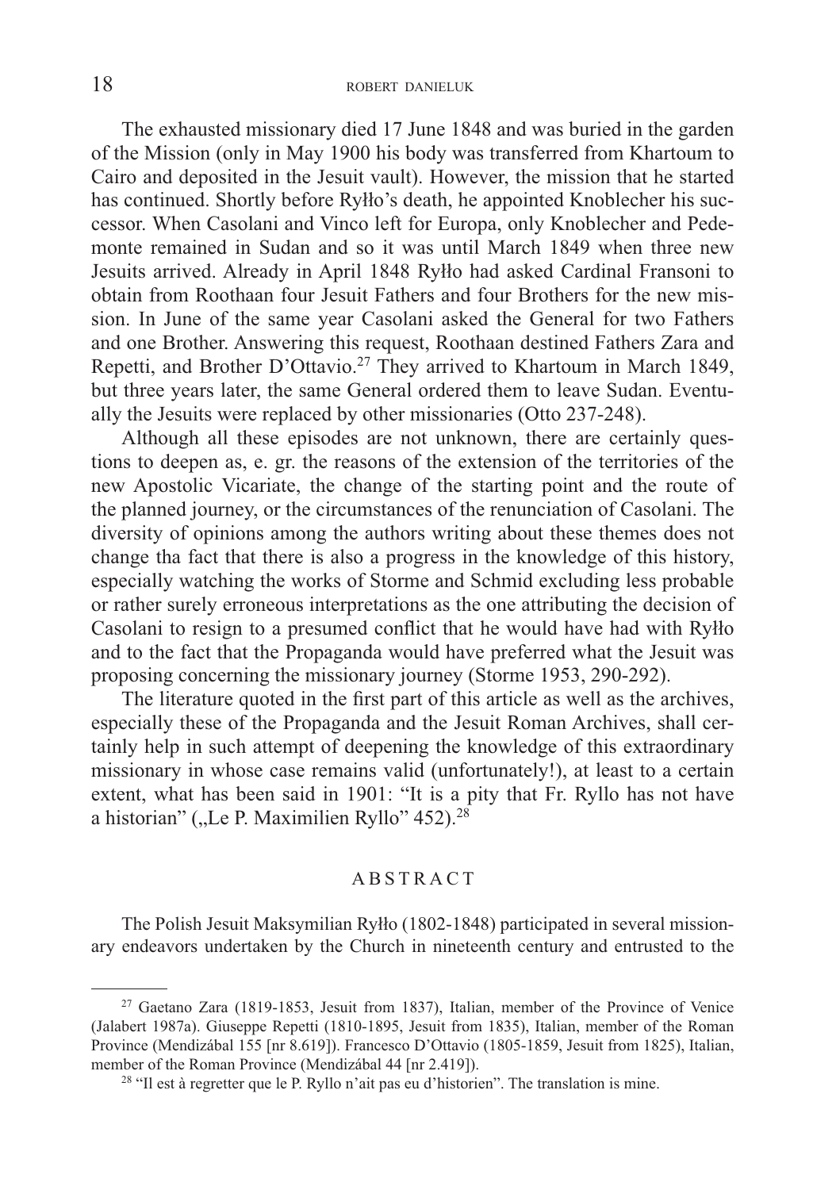The exhausted missionary died 17 June 1848 and was buried in the garden of the Mission (only in May 1900 his body was transferred from Khartoum to Cairo and deposited in the Jesuit vault). However, the mission that he started has continued. Shortly before Ryłło's death, he appointed Knoblecher his successor. When Casolani and Vinco left for Europa, only Knoblecher and Pedemonte remained in Sudan and so it was until March 1849 when three new Jesuits arrived. Already in April 1848 Ryłło had asked Cardinal Fransoni to obtain from Roothaan four Jesuit Fathers and four Brothers for the new mission. In June of the same year Casolani asked the General for two Fathers and one Brother. Answering this request, Roothaan destined Fathers Zara and Repetti, and Brother D'Ottavio.[27] They arrived to Khartoum in March 1849, but three years later, the same General ordered them to leave Sudan. Eventually the Jesuits were replaced by other missionaries (Otto 237-248).

Although all these episodes are not unknown, there are certainly questions to deepen as, e. gr. the reasons of the extension of the territories of the new Apostolic Vicariate, the change of the starting point and the route of the planned journey, or the circumstances of the renunciation of Casolani. The diversity of opinions among the authors writing about these themes does not change tha fact that there is also a progress in the knowledge of this history, especially watching the works of Storme and Schmid excluding less probable or rather surely erroneous interpretations as the one attributing the decision of Casolani to resign to a presumed conflict that he would have had with Ryłło and to the fact that the Propaganda would have preferred what the Jesuit was proposing concerning the missionary journey (Storme 1953, 290-292).

The literature quoted in the first part of this article as well as the archives, especially these of the Propaganda and the Jesuit Roman Archives, shall certainly help in such attempt of deepening the knowledge of this extraordinary missionary in whose case remains valid (unfortunately!), at least to a certain extent, what has been said in 1901: "It is a pity that Fr. Ryllo has not have a historian" („Le P. Maximilien Ryllo" 452).[28]

## ABSTRACT

The Polish Jesuit Maksymilian Ryłło (1802-1848) participated in several missionary endeavors undertaken by the Church in nineteenth century and entrusted to the

---

[27] Gaetano Zara (1819-1853, Jesuit from 1837), Italian, member of the Province of Venice (Jalabert 1987a). Giuseppe Repetti (1810-1895, Jesuit from 1835), Italian, member of the Roman Province (Mendizábal 155 [nr 8.619]). Francesco D'Ottavio (1805-1859, Jesuit from 1825), Italian, member of the Roman Province (Mendizábal 44 [nr 2.419]).

[28] "Il est à regretter que le P. Ryllo n'ait pas eu d'historien". The translation is mine.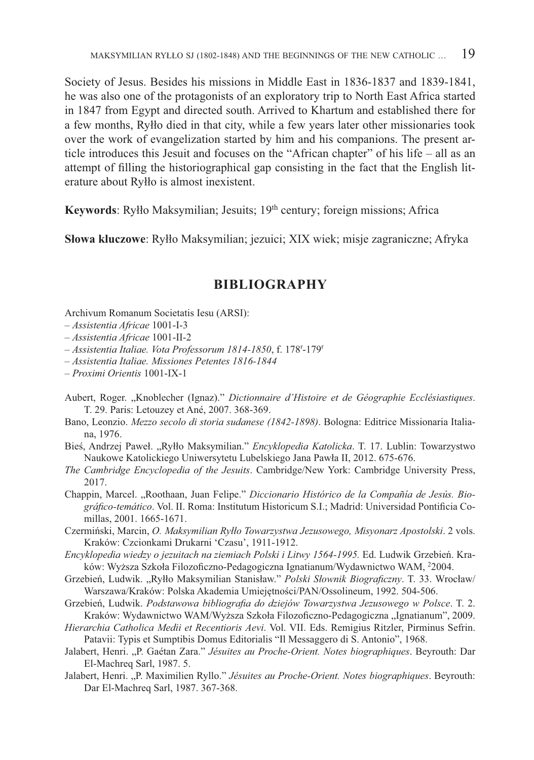Society of Jesus. Besides his missions in Middle East in 1836-1837 and 1839-1841, he was also one of the protagonists of an exploratory trip to North East Africa started in 1847 from Egypt and directed south. Arrived to Khartum and established there for a few months, Ryłło died in that city, while a few years later other missionaries took over the work of evangelization started by him and his companions. The present article introduces this Jesuit and focuses on the "African chapter" of his life – all as an attempt of filling the historiographical gap consisting in the fact that the English literature about Ryłło is almost inexistent.

**Keywords**: Ryłło Maksymilian; Jesuits; 19th century; foreign missions; Africa

**Słowa kluczowe**: Ryłło Maksymilian; jezuici; XIX wiek; misje zagraniczne; Afryka

## BIBLIOGRAPHY

Archivum Romanum Societatis Iesu (ARSI):

– *Assistentia Africae* 1001-I-3

– *Assistentia Africae* 1001-II-2

– *Assistentia Italiae. Vota Professorum 1814-1850*, f. 178r-179r

– *Assistentia Italiae. Missiones Petentes 1816-1844*

– *Proximi Orientis* 1001-IX-1

Aubert, Roger. „Knoblecher (Ignaz)." *Dictionnaire d'Histoire et de Géographie Ecclésiastiques*. T. 29. Paris: Letouzey et Ané, 2007. 368-369.

Bano, Leonzio. *Mezzo secolo di storia sudanese (1842-1898)*. Bologna: Editrice Missionaria Italiana, 1976.

Bieś, Andrzej Paweł. „Ryłło Maksymilian." *Encyklopedia Katolicka*. T. 17. Lublin: Towarzystwo Naukowe Katolickiego Uniwersytetu Lubelskiego Jana Pawła II, 2012. 675-676.

*The Cambridge Encyclopedia of the Jesuits*. Cambridge/New York: Cambridge University Press, 2017.

Chappin, Marcel. „Roothaan, Juan Felipe." *Diccionario Histórico de la Compañía de Jesús. Biográfico-temático*. Vol. II. Roma: Institutum Historicum S.I.; Madrid: Universidad Pontificia Comillas, 2001. 1665-1671.

Czermiński, Marcin, *O. Maksymilian Ryłło Towarzystwa Jezusowego, Misyonarz Apostolski*. 2 vols. Kraków: Czcionkami Drukarni 'Czasu', 1911-1912.

*Encyklopedia wiedzy o jezuitach na ziemiach Polski i Litwy 1564-1995.* Ed. Ludwik Grzebień. Kraków: Wyższa Szkoła Filozoficzno-Pedagogiczna Ignatianum/Wydawnictwo WAM, 22004.

Grzebień, Ludwik. „Ryłło Maksymilian Stanisław." *Polski Słownik Biograficzny*. T. 33. Wrocław/Warszawa/Kraków: Polska Akademia Umiejętności/PAN/Ossolineum, 1992. 504-506.

Grzebień, Ludwik. *Podstawowa bibliografia do dziejów Towarzystwa Jezusowego w Polsce*. T. 2. Kraków: Wydawnictwo WAM/Wyższa Szkoła Filozoficzno-Pedagogiczna „Ignatianum", 2009.

*Hierarchia Catholica Medii et Recentioris Aevi*. Vol. VII. Eds. Remigius Ritzler, Pirminus Sefrin. Patavii: Typis et Sumptibis Domus Editorialis "Il Messaggero di S. Antonio", 1968.

Jalabert, Henri. „P. Gaétan Zara." *Jésuites au Proche-Orient. Notes biographiques*. Beyrouth: Dar El-Machreq Sarl, 1987. 5.

Jalabert, Henri. „P. Maximilien Ryllo." *Jésuites au Proche-Orient. Notes biographiques*. Beyrouth: Dar El-Machreq Sarl, 1987. 367-368.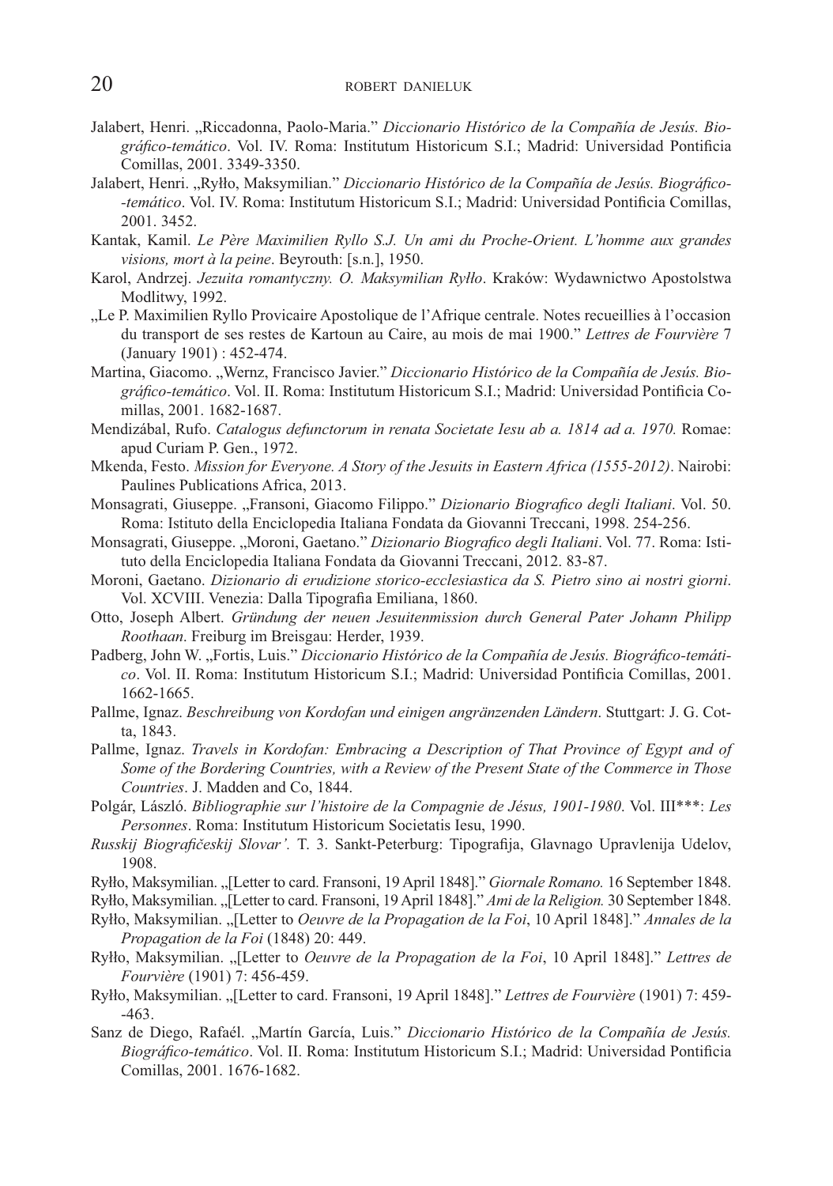Jalabert, Henri. „Riccadonna, Paolo-Maria." *Diccionario Histórico de la Compañía de Jesús. Biográfico-temático*. Vol. IV. Roma: Institutum Historicum S.I.; Madrid: Universidad Pontificia Comillas, 2001. 3349-3350.

Jalabert, Henri. „Ryłło, Maksymilian." *Diccionario Histórico de la Compañía de Jesús. Biográfico--temático*. Vol. IV. Roma: Institutum Historicum S.I.; Madrid: Universidad Pontificia Comillas, 2001. 3452.

Kantak, Kamil. *Le Père Maximilien Ryllo S.J. Un ami du Proche-Orient. L'homme aux grandes visions, mort à la peine*. Beyrouth: [s.n.], 1950.

Karol, Andrzej. *Jezuita romantyczny. O. Maksymilian Ryłło*. Kraków: Wydawnictwo Apostolstwa Modlitwy, 1992.

„Le P. Maximilien Ryllo Provicaire Apostolique de l'Afrique centrale. Notes recueillies à l'occasion du transport de ses restes de Kartoun au Caire, au mois de mai 1900." *Lettres de Fourvière* 7 (January 1901) : 452-474.

Martina, Giacomo. „Wernz, Francisco Javier." *Diccionario Histórico de la Compañía de Jesús. Biográfico-temático*. Vol. II. Roma: Institutum Historicum S.I.; Madrid: Universidad Pontificia Comillas, 2001. 1682-1687.

Mendizábal, Rufo. *Catalogus defunctorum in renata Societate Iesu ab a. 1814 ad a. 1970.* Romae: apud Curiam P. Gen., 1972.

Mkenda, Festo. *Mission for Everyone. A Story of the Jesuits in Eastern Africa (1555-2012)*. Nairobi: Paulines Publications Africa, 2013.

Monsagrati, Giuseppe. „Fransoni, Giacomo Filippo." *Dizionario Biografico degli Italiani*. Vol. 50. Roma: Istituto della Enciclopedia Italiana Fondata da Giovanni Treccani, 1998. 254-256.

Monsagrati, Giuseppe. „Moroni, Gaetano." *Dizionario Biografico degli Italiani*. Vol. 77. Roma: Istituto della Enciclopedia Italiana Fondata da Giovanni Treccani, 2012. 83-87.

Moroni, Gaetano. *Dizionario di erudizione storico-ecclesiastica da S. Pietro sino ai nostri giorni*. Vol. XCVIII. Venezia: Dalla Tipografia Emiliana, 1860.

Otto, Joseph Albert. *Gründung der neuen Jesuitenmission durch General Pater Johann Philipp Roothaan*. Freiburg im Breisgau: Herder, 1939.

Padberg, John W. „Fortis, Luis." *Diccionario Histórico de la Compañía de Jesús. Biográfico-temático*. Vol. II. Roma: Institutum Historicum S.I.; Madrid: Universidad Pontificia Comillas, 2001. 1662-1665.

Pallme, Ignaz. *Beschreibung von Kordofan und einigen angränzenden Ländern*. Stuttgart: J. G. Cotta, 1843.

Pallme, Ignaz. *Travels in Kordofan: Embracing a Description of That Province of Egypt and of Some of the Bordering Countries, with a Review of the Present State of the Commerce in Those Countries*. J. Madden and Co, 1844.

Polgár, László. *Bibliographie sur l'histoire de la Compagnie de Jésus, 1901-1980*. Vol. III***: *Les Personnes*. Roma: Institutum Historicum Societatis Iesu, 1990.

*Russkij Biografičeskij Slovar'.* T. 3. Sankt-Peterburg: Tipografija, Glavnago Upravlenija Udelov, 1908.

Ryłło, Maksymilian. „[Letter to card. Fransoni, 19 April 1848]." *Giornale Romano.* 16 September 1848.

Ryłło, Maksymilian. „[Letter to card. Fransoni, 19 April 1848]." *Ami de la Religion.* 30 September 1848.

Ryłło, Maksymilian. „[Letter to *Oeuvre de la Propagation de la Foi*, 10 April 1848]." *Annales de la Propagation de la Foi* (1848) 20: 449.

Ryłło, Maksymilian. „[Letter to *Oeuvre de la Propagation de la Foi*, 10 April 1848]." *Lettres de Fourvière* (1901) 7: 456-459.

Ryłło, Maksymilian. „[Letter to card. Fransoni, 19 April 1848]." *Lettres de Fourvière* (1901) 7: 459--463.

Sanz de Diego, Rafaél. „Martín García, Luis." *Diccionario Histórico de la Compañía de Jesús. Biográfico-temático*. Vol. II. Roma: Institutum Historicum S.I.; Madrid: Universidad Pontificia Comillas, 2001. 1676-1682.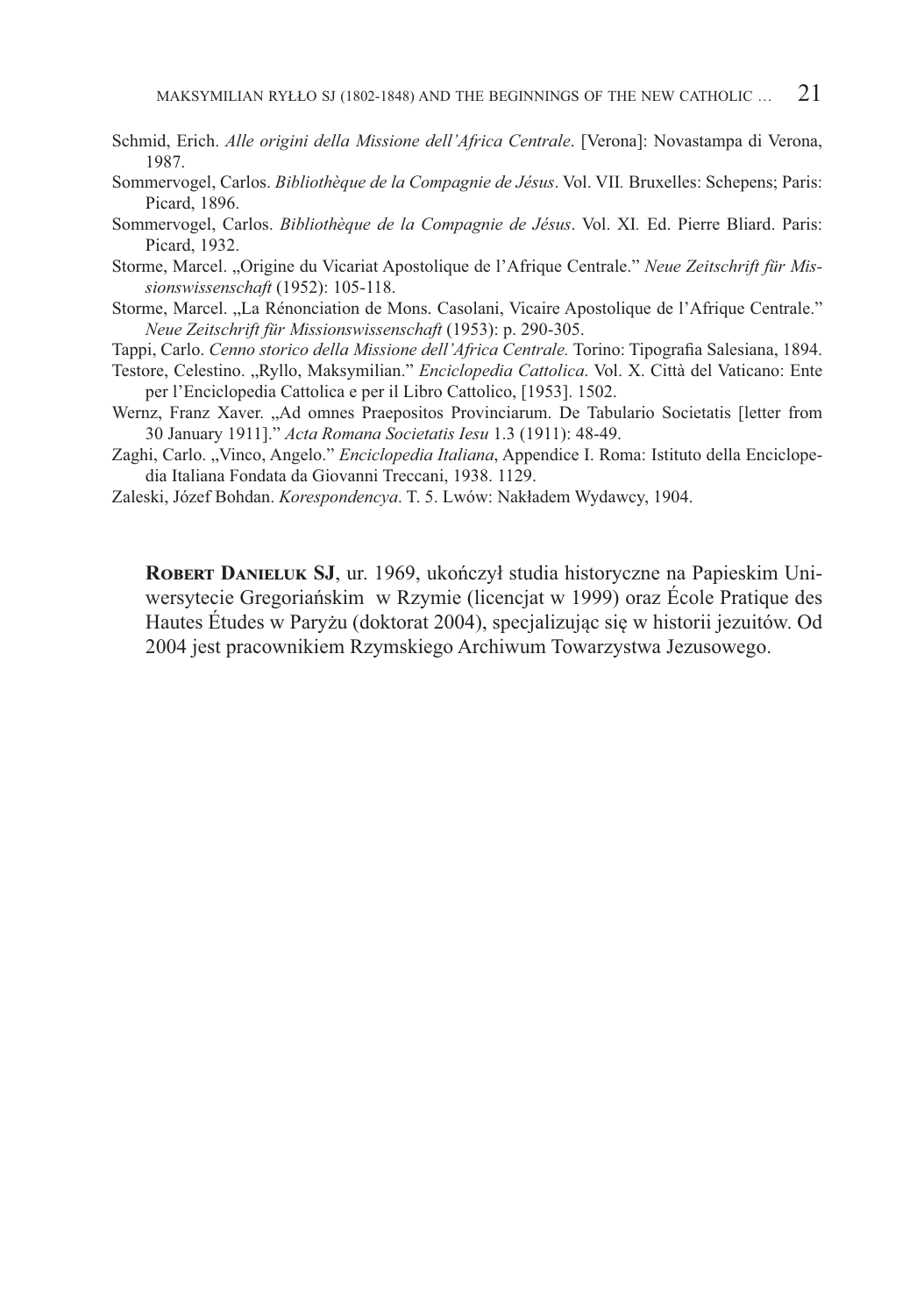Schmid, Erich. *Alle origini della Missione dell'Africa Centrale*. [Verona]: Novastampa di Verona, 1987.

Sommervogel, Carlos. *Bibliothèque de la Compagnie de Jésus*. Vol. VII. Bruxelles: Schepens; Paris: Picard, 1896.

Sommervogel, Carlos. *Bibliothèque de la Compagnie de Jésus*. Vol. XI. Ed. Pierre Bliard. Paris: Picard, 1932.

Storme, Marcel. „Origine du Vicariat Apostolique de l'Afrique Centrale." *Neue Zeitschrift für Missionswissenschaft* (1952): 105-118.

Storme, Marcel. „La Rénonciation de Mons. Casolani, Vicaire Apostolique de l'Afrique Centrale." *Neue Zeitschrift für Missionswissenschaft* (1953): p. 290-305.

Tappi, Carlo. *Cenno storico della Missione dell'Africa Centrale.* Torino: Tipografia Salesiana, 1894.

Testore, Celestino. „Ryllo, Maksymilian." *Enciclopedia Cattolica*. Vol. X. Città del Vaticano: Ente per l'Enciclopedia Cattolica e per il Libro Cattolico, [1953]. 1502.

Wernz, Franz Xaver. „Ad omnes Praepositos Provinciarum. De Tabulario Societatis [letter from 30 January 1911]." *Acta Romana Societatis Iesu* 1.3 (1911): 48-49.

Zaghi, Carlo. „Vinco, Angelo." *Enciclopedia Italiana*, Appendice I. Roma: Istituto della Enciclopedia Italiana Fondata da Giovanni Treccani, 1938. 1129.

Zaleski, Józef Bohdan. *Korespondencya*. T. 5. Lwów: Nakładem Wydawcy, 1904.

**Robert Danieluk SJ**, ur. 1969, ukończył studia historyczne na Papieskim Uniwersytecie Gregoriańskim w Rzymie (licencjat w 1999) oraz École Pratique des Hautes Études w Paryżu (doktorat 2004), specjalizując się w historii jezuitów. Od 2004 jest pracownikiem Rzymskiego Archiwum Towarzystwa Jezusowego.